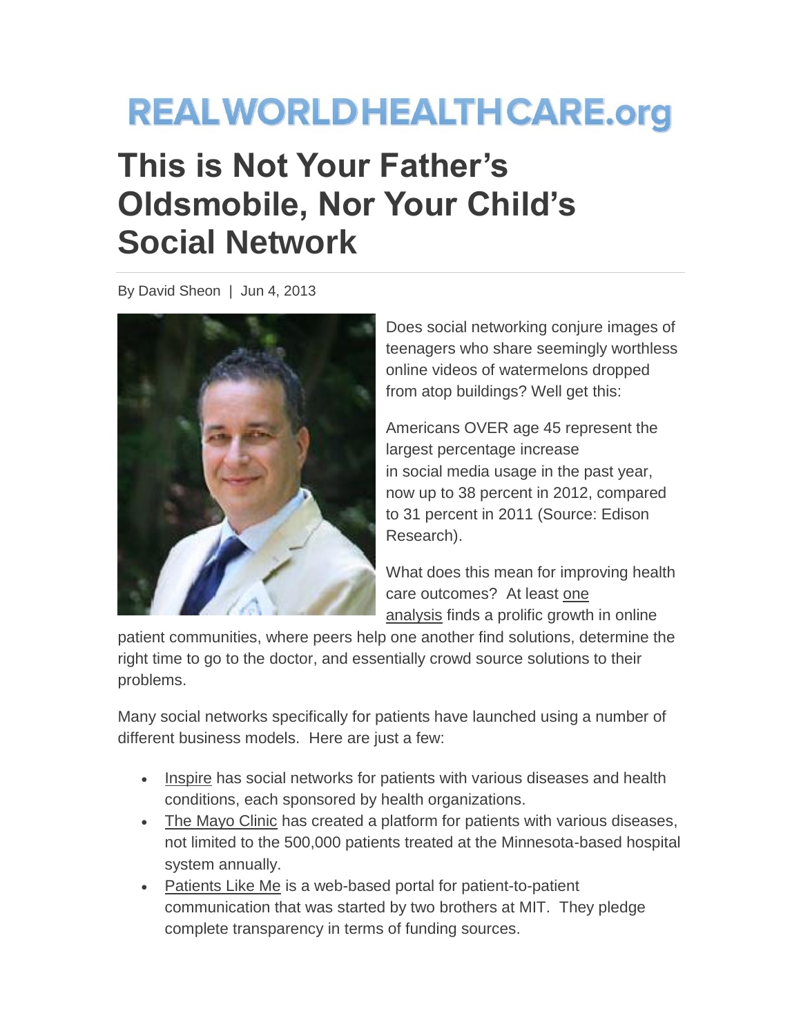REALWORLDHEALTHCARE.org

# This is Not Your Father's Oldsmobile, Nor Your Child's Social Network

By David Sheon | Jun 4, 2013

Does social networking conjure images of teenagers who share seemingly worthless online videos of watermelons dropped from atop buildings? Well get this:

Americans OVER age 45 represent the largest percentage increase in social media usage in the past year, now up to 38 percent in 2012, compared to 31 percent in 2011 (Source: Edison Research).

What does this mean for improving health care outcomes? At least one analysis finds a prolific growth in online patient communities, where peers help one another find solutions, determine the right time to go to the doctor, and essentially crowd source solutions to their problems.

Many social networks specifically for patients have launched using a number of different business models. Here are just a few:

- Inspire has social networks for patients with various diseases and health conditions, each sponsored by health organizations.
- The Mayo Clinic has created a platform for patients with various diseases, not limited to the 500,000 patients treated at the Minnesota-based hospital system annually.
- Patients Like Me is a web-based portal for patient-to-patient communication that was started by two brothers at MIT. They pledge complete transparency in terms of funding sources.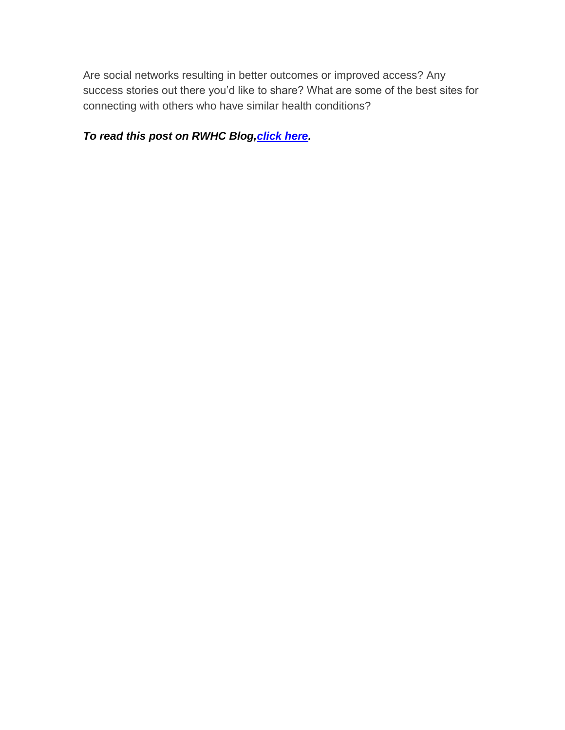Are social networks resulting in better outcomes or improved access? Any success stories out there you'd like to share? What are some of the best sites for connecting with others who have similar health conditions?

***To read this post on RWHC Blog, click here.***